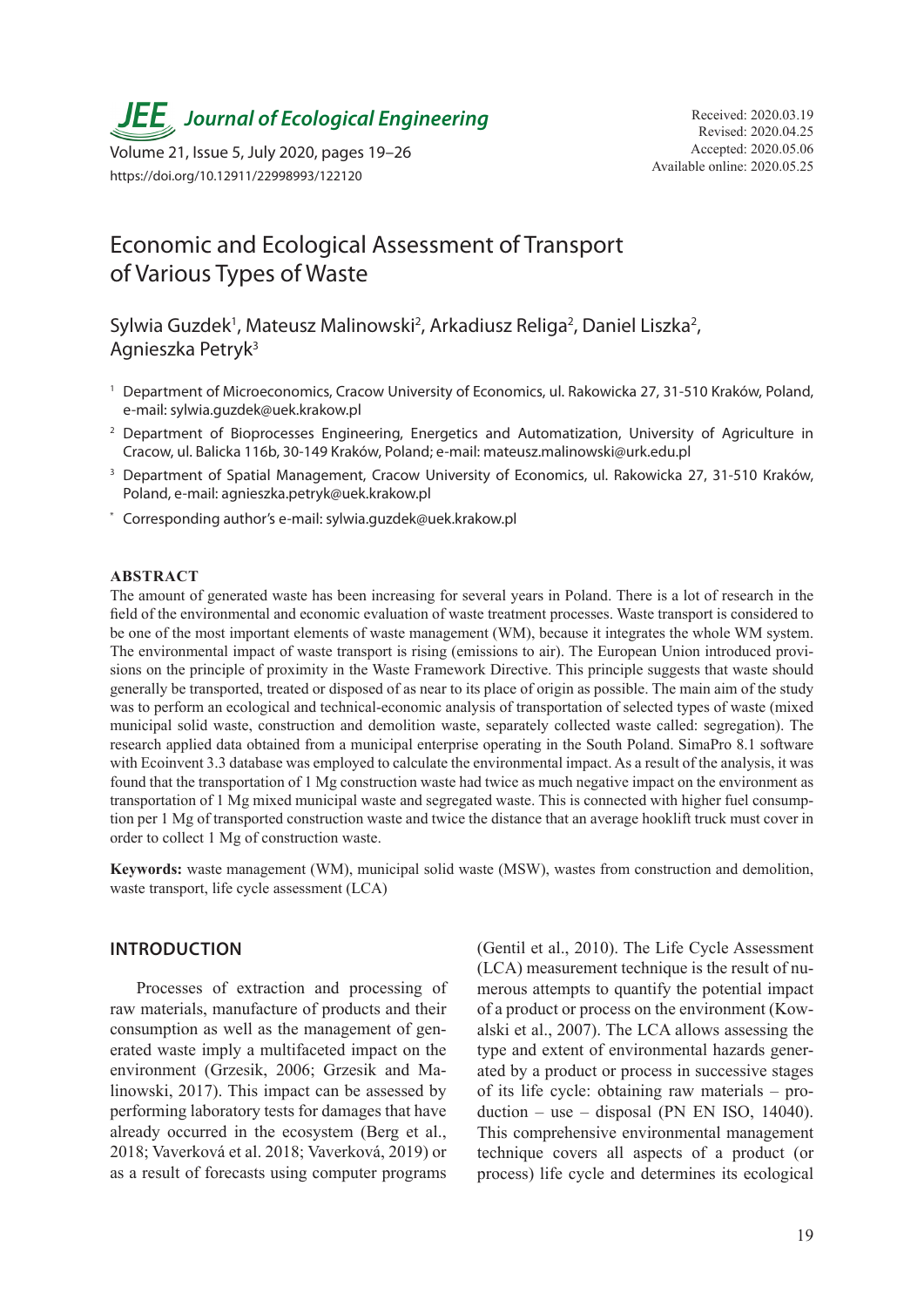Journal of Ecological Engineering

Received: 2020.03.19
Revised: 2020.04.25
Accepted: 2020.05.06
Available online: 2020.05.25

Volume 21, Issue 5, July 2020, pages 19–26
https://doi.org/10.12911/22998993/122120

# Economic and Ecological Assessment of Transport of Various Types of Waste

Sylwia Guzdek[1], Mateusz Malinowski[2], Arkadiusz Religa[2], Daniel Liszka[2], Agnieszka Petryk[3]

[1] Department of Microeconomics, Cracow University of Economics, ul. Rakowicka 27, 31-510 Kraków, Poland, e-mail: sylwia.guzdek@uek.krakow.pl

[2] Department of Bioprocesses Engineering, Energetics and Automatization, University of Agriculture in Cracow, ul. Balicka 116b, 30-149 Kraków, Poland; e-mail: mateusz.malinowski@urk.edu.pl

[3] Department of Spatial Management, Cracow University of Economics, ul. Rakowicka 27, 31-510 Kraków, Poland, e-mail: agnieszka.petryk@uek.krakow.pl

[*] Corresponding author's e-mail: sylwia.guzdek@uek.krakow.pl

## ABSTRACT

The amount of generated waste has been increasing for several years in Poland. There is a lot of research in the field of the environmental and economic evaluation of waste treatment processes. Waste transport is considered to be one of the most important elements of waste management (WM), because it integrates the whole WM system. The environmental impact of waste transport is rising (emissions to air). The European Union introduced provisions on the principle of proximity in the Waste Framework Directive. This principle suggests that waste should generally be transported, treated or disposed of as near to its place of origin as possible. The main aim of the study was to perform an ecological and technical-economic analysis of transportation of selected types of waste (mixed municipal solid waste, construction and demolition waste, separately collected waste called: segregation). The research applied data obtained from a municipal enterprise operating in the South Poland. SimaPro 8.1 software with Ecoinvent 3.3 database was employed to calculate the environmental impact. As a result of the analysis, it was found that the transportation of 1 Mg construction waste had twice as much negative impact on the environment as transportation of 1 Mg mixed municipal waste and segregated waste. This is connected with higher fuel consumption per 1 Mg of transported construction waste and twice the distance that an average hooklift truck must cover in order to collect 1 Mg of construction waste.

**Keywords:** waste management (WM), municipal solid waste (MSW), wastes from construction and demolition, waste transport, life cycle assessment (LCA)

## INTRODUCTION

Processes of extraction and processing of raw materials, manufacture of products and their consumption as well as the management of generated waste imply a multifaceted impact on the environment (Grzesik, 2006; Grzesik and Malinowski, 2017). This impact can be assessed by performing laboratory tests for damages that have already occurred in the ecosystem (Berg et al., 2018; Vaverková et al. 2018; Vaverková, 2019) or as a result of forecasts using computer programs (Gentil et al., 2010). The Life Cycle Assessment (LCA) measurement technique is the result of numerous attempts to quantify the potential impact of a product or process on the environment (Kowalski et al., 2007). The LCA allows assessing the type and extent of environmental hazards generated by a product or process in successive stages of its life cycle: obtaining raw materials – production – use – disposal (PN EN ISO, 14040). This comprehensive environmental management technique covers all aspects of a product (or process) life cycle and determines its ecological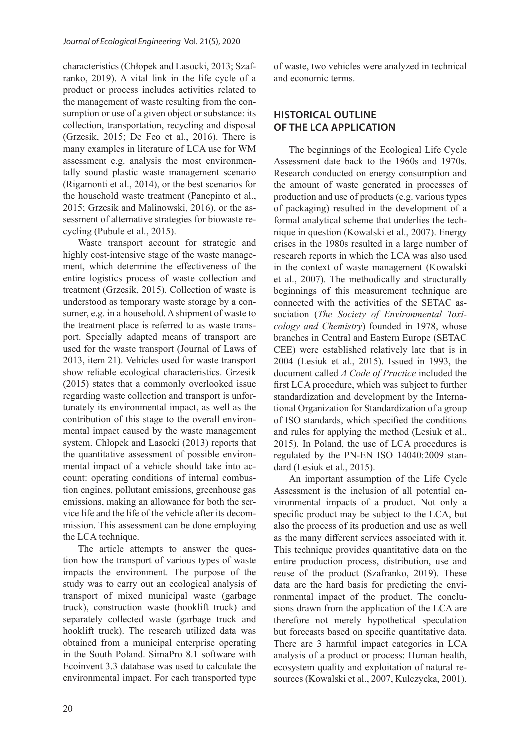characteristics (Chłopek and Lasocki, 2013; Szafranko, 2019). A vital link in the life cycle of a product or process includes activities related to the management of waste resulting from the consumption or use of a given object or substance: its collection, transportation, recycling and disposal (Grzesik, 2015; De Feo et al., 2016). There is many examples in literature of LCA use for WM assessment e.g. analysis the most environmentally sound plastic waste management scenario (Rigamonti et al., 2014), or the best scenarios for the household waste treatment (Panepinto et al., 2015; Grzesik and Malinowski, 2016), or the assessment of alternative strategies for biowaste recycling (Pubule et al., 2015).

Waste transport account for strategic and highly cost-intensive stage of the waste management, which determine the effectiveness of the entire logistics process of waste collection and treatment (Grzesik, 2015). Collection of waste is understood as temporary waste storage by a consumer, e.g. in a household. A shipment of waste to the treatment place is referred to as waste transport. Specially adapted means of transport are used for the waste transport (Journal of Laws of 2013, item 21). Vehicles used for waste transport show reliable ecological characteristics. Grzesik (2015) states that a commonly overlooked issue regarding waste collection and transport is unfortunately its environmental impact, as well as the contribution of this stage to the overall environmental impact caused by the waste management system. Chłopek and Lasocki (2013) reports that the quantitative assessment of possible environmental impact of a vehicle should take into account: operating conditions of internal combustion engines, pollutant emissions, greenhouse gas emissions, making an allowance for both the service life and the life of the vehicle after its decommission. This assessment can be done employing the LCA technique.

The article attempts to answer the question how the transport of various types of waste impacts the environment. The purpose of the study was to carry out an ecological analysis of transport of mixed municipal waste (garbage truck), construction waste (hooklift truck) and separately collected waste (garbage truck and hooklift truck). The research utilized data was obtained from a municipal enterprise operating in the South Poland. SimaPro 8.1 software with Ecoinvent 3.3 database was used to calculate the environmental impact. For each transported type of waste, two vehicles were analyzed in technical and economic terms.

## HISTORICAL OUTLINE OF THE LCA APPLICATION

The beginnings of the Ecological Life Cycle Assessment date back to the 1960s and 1970s. Research conducted on energy consumption and the amount of waste generated in processes of production and use of products (e.g. various types of packaging) resulted in the development of a formal analytical scheme that underlies the technique in question (Kowalski et al., 2007). Energy crises in the 1980s resulted in a large number of research reports in which the LCA was also used in the context of waste management (Kowalski et al., 2007). The methodically and structurally beginnings of this measurement technique are connected with the activities of the SETAC association (*The Society of Environmental Toxicology and Chemistry*) founded in 1978, whose branches in Central and Eastern Europe (SETAC CEE) were established relatively late that is in 2004 (Lesiuk et al., 2015). Issued in 1993, the document called *A Code of Practice* included the first LCA procedure, which was subject to further standardization and development by the International Organization for Standardization of a group of ISO standards, which specified the conditions and rules for applying the method (Lesiuk et al., 2015). In Poland, the use of LCA procedures is regulated by the PN-EN ISO 14040:2009 standard (Lesiuk et al., 2015).

An important assumption of the Life Cycle Assessment is the inclusion of all potential environmental impacts of a product. Not only a specific product may be subject to the LCA, but also the process of its production and use as well as the many different services associated with it. This technique provides quantitative data on the entire production process, distribution, use and reuse of the product (Szafranko, 2019). These data are the hard basis for predicting the environmental impact of the product. The conclusions drawn from the application of the LCA are therefore not merely hypothetical speculation but forecasts based on specific quantitative data. There are 3 harmful impact categories in LCA analysis of a product or process: Human health, ecosystem quality and exploitation of natural resources (Kowalski et al., 2007, Kulczycka, 2001).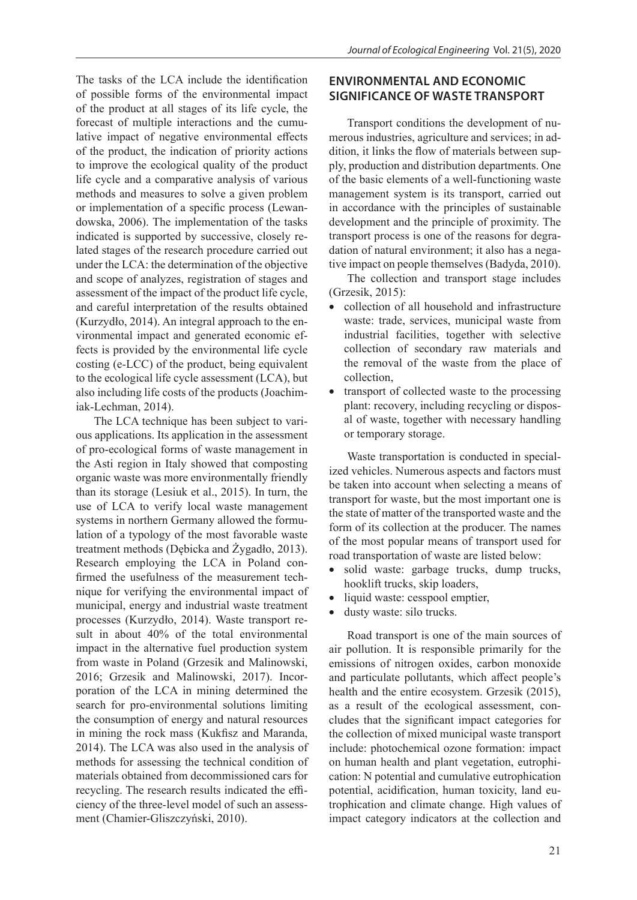The tasks of the LCA include the identification of possible forms of the environmental impact of the product at all stages of its life cycle, the forecast of multiple interactions and the cumulative impact of negative environmental effects of the product, the indication of priority actions to improve the ecological quality of the product life cycle and a comparative analysis of various methods and measures to solve a given problem or implementation of a specific process (Lewandowska, 2006). The implementation of the tasks indicated is supported by successive, closely related stages of the research procedure carried out under the LCA: the determination of the objective and scope of analyzes, registration of stages and assessment of the impact of the product life cycle, and careful interpretation of the results obtained (Kurzydło, 2014). An integral approach to the environmental impact and generated economic effects is provided by the environmental life cycle costing (e-LCC) of the product, being equivalent to the ecological life cycle assessment (LCA), but also including life costs of the products (Joachimiak-Lechman, 2014).

The LCA technique has been subject to various applications. Its application in the assessment of pro-ecological forms of waste management in the Asti region in Italy showed that composting organic waste was more environmentally friendly than its storage (Lesiuk et al., 2015). In turn, the use of LCA to verify local waste management systems in northern Germany allowed the formulation of a typology of the most favorable waste treatment methods (Dębicka and Żygadło, 2013). Research employing the LCA in Poland confirmed the usefulness of the measurement technique for verifying the environmental impact of municipal, energy and industrial waste treatment processes (Kurzydło, 2014). Waste transport result in about 40% of the total environmental impact in the alternative fuel production system from waste in Poland (Grzesik and Malinowski, 2016; Grzesik and Malinowski, 2017). Incorporation of the LCA in mining determined the search for pro-environmental solutions limiting the consumption of energy and natural resources in mining the rock mass (Kukfisz and Maranda, 2014). The LCA was also used in the analysis of methods for assessing the technical condition of materials obtained from decommissioned cars for recycling. The research results indicated the efficiency of the three-level model of such an assessment (Chamier-Gliszczyński, 2010).

## ENVIRONMENTAL AND ECONOMIC SIGNIFICANCE OF WASTE TRANSPORT

Transport conditions the development of numerous industries, agriculture and services; in addition, it links the flow of materials between supply, production and distribution departments. One of the basic elements of a well-functioning waste management system is its transport, carried out in accordance with the principles of sustainable development and the principle of proximity. The transport process is one of the reasons for degradation of natural environment; it also has a negative impact on people themselves (Badyda, 2010).

The collection and transport stage includes (Grzesik, 2015):

- collection of all household and infrastructure waste: trade, services, municipal waste from industrial facilities, together with selective collection of secondary raw materials and the removal of the waste from the place of collection,
- transport of collected waste to the processing plant: recovery, including recycling or disposal of waste, together with necessary handling or temporary storage.

Waste transportation is conducted in specialized vehicles. Numerous aspects and factors must be taken into account when selecting a means of transport for waste, but the most important one is the state of matter of the transported waste and the form of its collection at the producer. The names of the most popular means of transport used for road transportation of waste are listed below:

- solid waste: garbage trucks, dump trucks, hooklift trucks, skip loaders,
- liquid waste: cesspool emptier,
- dusty waste: silo trucks.

Road transport is one of the main sources of air pollution. It is responsible primarily for the emissions of nitrogen oxides, carbon monoxide and particulate pollutants, which affect people's health and the entire ecosystem. Grzesik (2015), as a result of the ecological assessment, concludes that the significant impact categories for the collection of mixed municipal waste transport include: photochemical ozone formation: impact on human health and plant vegetation, eutrophication: N potential and cumulative eutrophication potential, acidification, human toxicity, land eutrophication and climate change. High values of impact category indicators at the collection and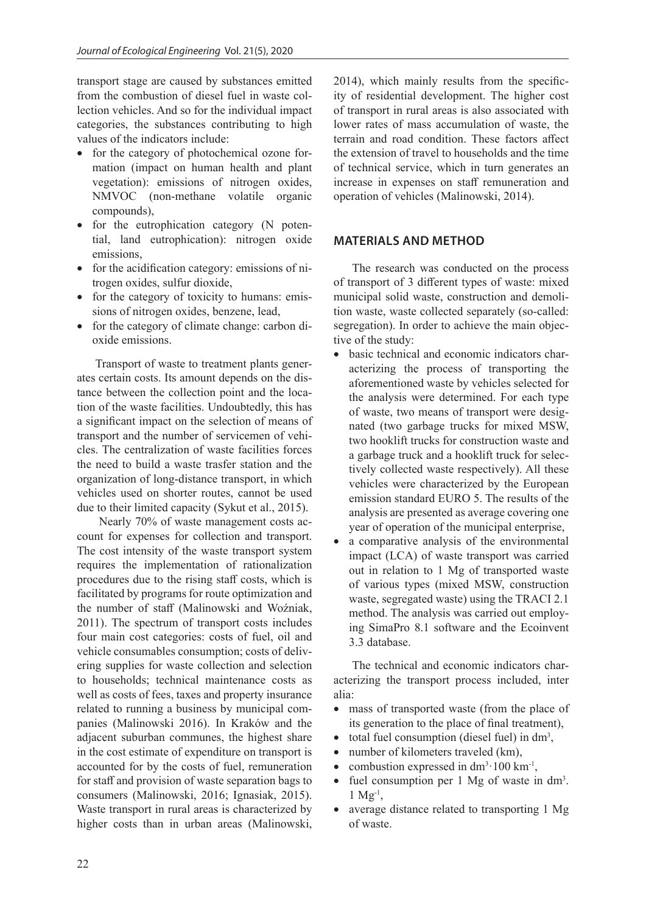transport stage are caused by substances emitted from the combustion of diesel fuel in waste collection vehicles. And so for the individual impact categories, the substances contributing to high values of the indicators include:

- for the category of photochemical ozone formation (impact on human health and plant vegetation): emissions of nitrogen oxides, NMVOC (non-methane volatile organic compounds),
- for the eutrophication category (N potential, land eutrophication): nitrogen oxide emissions,
- for the acidification category: emissions of nitrogen oxides, sulfur dioxide,
- for the category of toxicity to humans: emissions of nitrogen oxides, benzene, lead,
- for the category of climate change: carbon dioxide emissions.

Transport of waste to treatment plants generates certain costs. Its amount depends on the distance between the collection point and the location of the waste facilities. Undoubtedly, this has a significant impact on the selection of means of transport and the number of servicemen of vehicles. The centralization of waste facilities forces the need to build a waste trasfer station and the organization of long-distance transport, in which vehicles used on shorter routes, cannot be used due to their limited capacity (Sykut et al., 2015).

Nearly 70% of waste management costs account for expenses for collection and transport. The cost intensity of the waste transport system requires the implementation of rationalization procedures due to the rising staff costs, which is facilitated by programs for route optimization and the number of staff (Malinowski and Woźniak, 2011). The spectrum of transport costs includes four main cost categories: costs of fuel, oil and vehicle consumables consumption; costs of delivering supplies for waste collection and selection to households; technical maintenance costs as well as costs of fees, taxes and property insurance related to running a business by municipal companies (Malinowski 2016). In Kraków and the adjacent suburban communes, the highest share in the cost estimate of expenditure on transport is accounted for by the costs of fuel, remuneration for staff and provision of waste separation bags to consumers (Malinowski, 2016; Ignasiak, 2015). Waste transport in rural areas is characterized by higher costs than in urban areas (Malinowski, 2014), which mainly results from the specificity of residential development. The higher cost of transport in rural areas is also associated with lower rates of mass accumulation of waste, the terrain and road condition. These factors affect the extension of travel to households and the time of technical service, which in turn generates an increase in expenses on staff remuneration and operation of vehicles (Malinowski, 2014).

## MATERIALS AND METHOD

The research was conducted on the process of transport of 3 different types of waste: mixed municipal solid waste, construction and demolition waste, waste collected separately (so-called: segregation). In order to achieve the main objective of the study:

- basic technical and economic indicators characterizing the process of transporting the aforementioned waste by vehicles selected for the analysis were determined. For each type of waste, two means of transport were designated (two garbage trucks for mixed MSW, two hooklift trucks for construction waste and a garbage truck and a hooklift truck for selectively collected waste respectively). All these vehicles were characterized by the European emission standard EURO 5. The results of the analysis are presented as average covering one year of operation of the municipal enterprise,
- a comparative analysis of the environmental impact (LCA) of waste transport was carried out in relation to 1 Mg of transported waste of various types (mixed MSW, construction waste, segregated waste) using the TRACI 2.1 method. The analysis was carried out employing SimaPro 8.1 software and the Ecoinvent 3.3 database.

The technical and economic indicators characterizing the transport process included, inter alia:

- mass of transported waste (from the place of its generation to the place of final treatment),
- total fuel consumption (diesel fuel) in $dm^3$,
- number of kilometers traveled (km),
- combustion expressed in $dm^3 \cdot 100\ km^{-1}$,
- fuel consumption per 1 Mg of waste in $dm^3 \cdot 1\ Mg^{-1}$,
- average distance related to transporting 1 Mg of waste.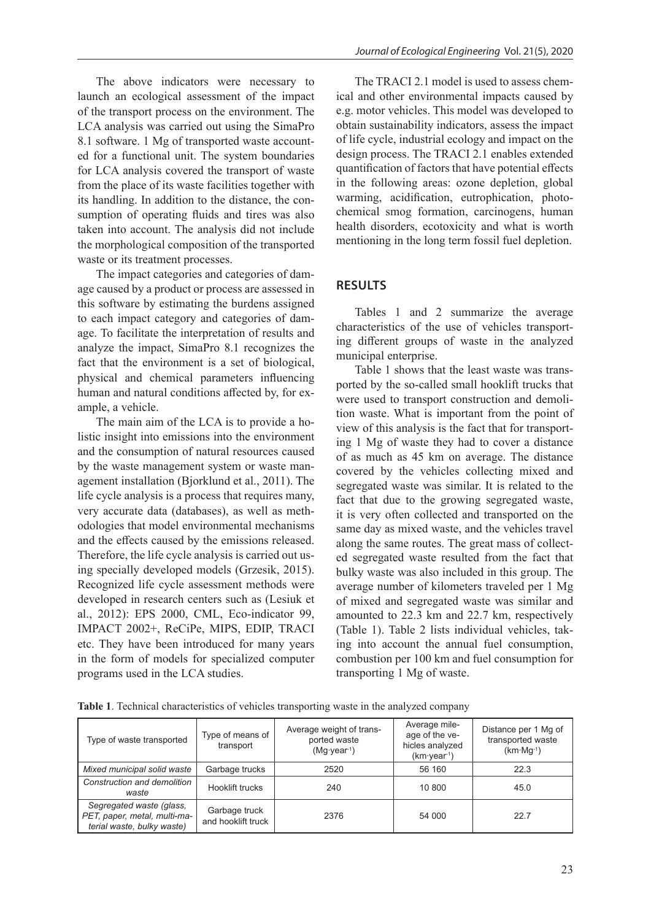The above indicators were necessary to launch an ecological assessment of the impact of the transport process on the environment. The LCA analysis was carried out using the SimaPro 8.1 software. 1 Mg of transported waste accounted for a functional unit. The system boundaries for LCA analysis covered the transport of waste from the place of its waste facilities together with its handling. In addition to the distance, the consumption of operating fluids and tires was also taken into account. The analysis did not include the morphological composition of the transported waste or its treatment processes.

The impact categories and categories of damage caused by a product or process are assessed in this software by estimating the burdens assigned to each impact category and categories of damage. To facilitate the interpretation of results and analyze the impact, SimaPro 8.1 recognizes the fact that the environment is a set of biological, physical and chemical parameters influencing human and natural conditions affected by, for example, a vehicle.

The main aim of the LCA is to provide a holistic insight into emissions into the environment and the consumption of natural resources caused by the waste management system or waste management installation (Bjorklund et al., 2011). The life cycle analysis is a process that requires many, very accurate data (databases), as well as methodologies that model environmental mechanisms and the effects caused by the emissions released. Therefore, the life cycle analysis is carried out using specially developed models (Grzesik, 2015). Recognized life cycle assessment methods were developed in research centers such as (Lesiuk et al., 2012): EPS 2000, CML, Eco-indicator 99, IMPACT 2002+, ReCiPe, MIPS, EDIP, TRACI etc. They have been introduced for many years in the form of models for specialized computer programs used in the LCA studies.

The TRACI 2.1 model is used to assess chemical and other environmental impacts caused by e.g. motor vehicles. This model was developed to obtain sustainability indicators, assess the impact of life cycle, industrial ecology and impact on the design process. The TRACI 2.1 enables extended quantification of factors that have potential effects in the following areas: ozone depletion, global warming, acidification, eutrophication, photochemical smog formation, carcinogens, human health disorders, ecotoxicity and what is worth mentioning in the long term fossil fuel depletion.

## RESULTS

Tables 1 and 2 summarize the average characteristics of the use of vehicles transporting different groups of waste in the analyzed municipal enterprise.

Table 1 shows that the least waste was transported by the so-called small hooklift trucks that were used to transport construction and demolition waste. What is important from the point of view of this analysis is the fact that for transporting 1 Mg of waste they had to cover a distance of as much as 45 km on average. The distance covered by the vehicles collecting mixed and segregated waste was similar. It is related to the fact that due to the growing segregated waste, it is very often collected and transported on the same day as mixed waste, and the vehicles travel along the same routes. The great mass of collected segregated waste resulted from the fact that bulky waste was also included in this group. The average number of kilometers traveled per 1 Mg of mixed and segregated waste was similar and amounted to 22.3 km and 22.7 km, respectively (Table 1). Table 2 lists individual vehicles, taking into account the annual fuel consumption, combustion per 100 km and fuel consumption for transporting 1 Mg of waste.

**Table 1**. Technical characteristics of vehicles transporting waste in the analyzed company

| Type of waste transported | Type of means of transport | Average weight of transported waste ($Mg \cdot year^{-1}$) | Average mileage of the vehicles analyzed ($km \cdot year^{-1}$) | Distance per 1 Mg of transported waste ($km \cdot Mg^{-1}$) |
|---|---|---|---|---|
| *Mixed municipal solid waste* | Garbage trucks | 2520 | 56 160 | 22.3 |
| *Construction and demolition waste* | Hooklift trucks | 240 | 10 800 | 45.0 |
| *Segregated waste (glass, PET, paper, metal, multi-material waste, bulky waste)* | Garbage truck and hooklift truck | 2376 | 54 000 | 22.7 |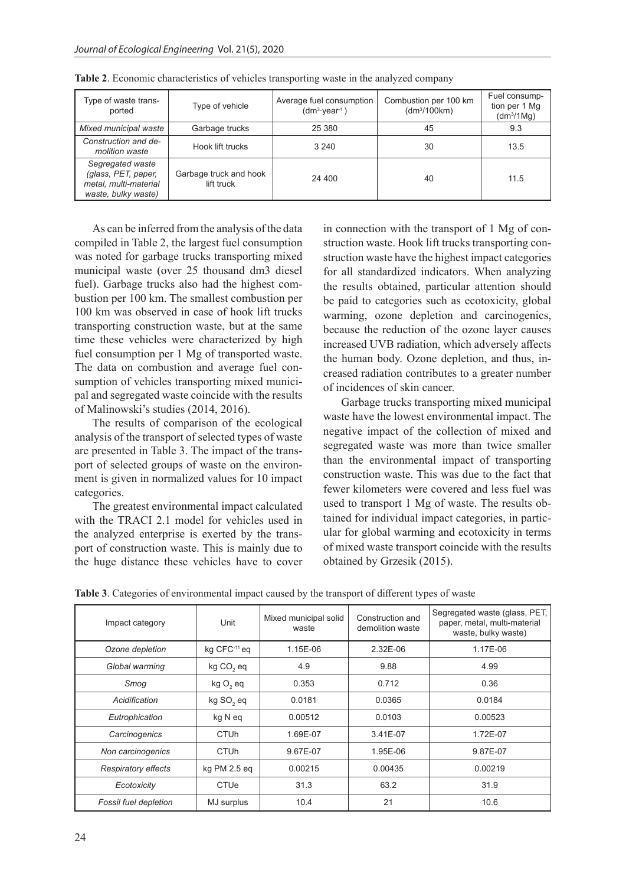**Table 2**. Economic characteristics of vehicles transporting waste in the analyzed company

| Type of waste transported | Type of vehicle | Average fuel consumption ($dm^3 \cdot year^{-1}$) | Combustion per 100 km ($dm^3$/100km) | Fuel consumption per 1 Mg ($dm^3$/1Mg) |
|---|---|---|---|---|
| *Mixed municipal waste* | Garbage trucks | 25 380 | 45 | 9.3 |
| *Construction and demolition waste* | Hook lift trucks | 3 240 | 30 | 13.5 |
| *Segregated waste (glass, PET, paper, metal, multi-material waste, bulky waste)* | Garbage truck and hook lift truck | 24 400 | 40 | 11.5 |

As can be inferred from the analysis of the data compiled in Table 2, the largest fuel consumption was noted for garbage trucks transporting mixed municipal waste (over 25 thousand dm3 diesel fuel). Garbage trucks also had the highest combustion per 100 km. The smallest combustion per 100 km was observed in case of hook lift trucks transporting construction waste, but at the same time these vehicles were characterized by high fuel consumption per 1 Mg of transported waste. The data on combustion and average fuel consumption of vehicles transporting mixed municipal and segregated waste coincide with the results of Malinowski's studies (2014, 2016).

The results of comparison of the ecological analysis of the transport of selected types of waste are presented in Table 3. The impact of the transport of selected groups of waste on the environment is given in normalized values for 10 impact categories.

The greatest environmental impact calculated with the TRACI 2.1 model for vehicles used in the analyzed enterprise is exerted by the transport of construction waste. This is mainly due to the huge distance these vehicles have to cover in connection with the transport of 1 Mg of construction waste. Hook lift trucks transporting construction waste have the highest impact categories for all standardized indicators. When analyzing the results obtained, particular attention should be paid to categories such as ecotoxicity, global warming, ozone depletion and carcinogenics, because the reduction of the ozone layer causes increased UVB radiation, which adversely affects the human body. Ozone depletion, and thus, increased radiation contributes to a greater number of incidences of skin cancer.

Garbage trucks transporting mixed municipal waste have the lowest environmental impact. The negative impact of the collection of mixed and segregated waste was more than twice smaller than the environmental impact of transporting construction waste. This was due to the fact that fewer kilometers were covered and less fuel was used to transport 1 Mg of waste. The results obtained for individual impact categories, in particular for global warming and ecotoxicity in terms of mixed waste transport coincide with the results obtained by Grzesik (2015).

**Table 3**. Categories of environmental impact caused by the transport of different types of waste

| Impact category | Unit | Mixed municipal solid waste | Construction and demolition waste | Segregated waste (glass, PET, paper, metal, multi-material waste, bulky waste) |
|---|---|---|---|---|
| *Ozone depletion* | kg $CFC^{-11}$ eq | 1.15E-06 | 2.32E-06 | 1.17E-06 |
| *Global warming* | kg $CO_2$ eq | 4.9 | 9.88 | 4.99 |
| *Smog* | kg $O_2$ eq | 0.353 | 0.712 | 0.36 |
| *Acidification* | kg $SO_2$ eq | 0.0181 | 0.0365 | 0.0184 |
| *Eutrophication* | kg N eq | 0.00512 | 0.0103 | 0.00523 |
| *Carcinogenics* | CTUh | 1.69E-07 | 3.41E-07 | 1.72E-07 |
| *Non carcinogenics* | CTUh | 9.67E-07 | 1.95E-06 | 9.87E-07 |
| *Respiratory effects* | kg PM 2.5 eq | 0.00215 | 0.00435 | 0.00219 |
| *Ecotoxicity* | CTUe | 31.3 | 63.2 | 31.9 |
| *Fossil fuel depletion* | MJ surplus | 10.4 | 21 | 10.6 |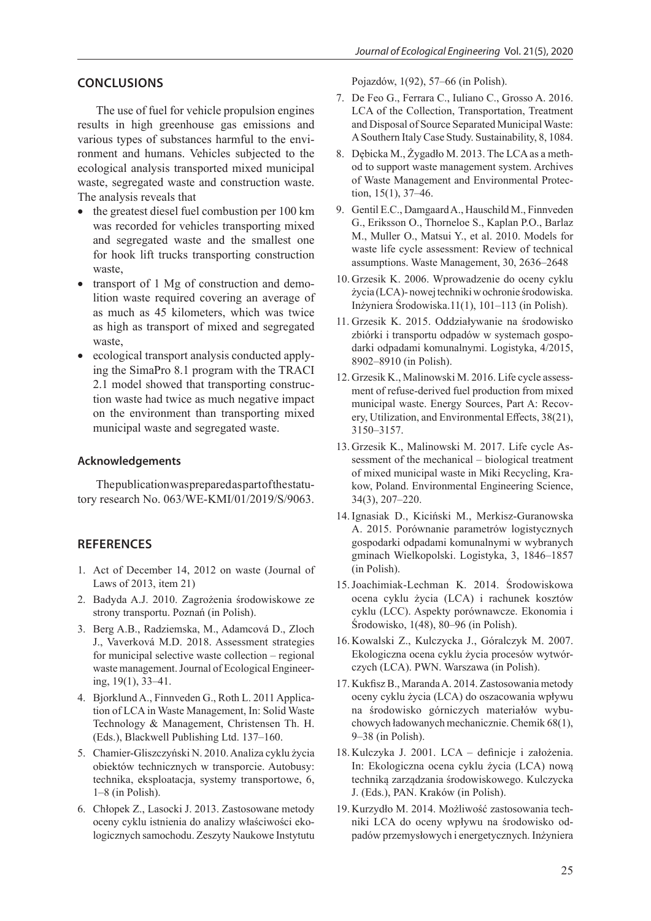## CONCLUSIONS

The use of fuel for vehicle propulsion engines results in high greenhouse gas emissions and various types of substances harmful to the environment and humans. Vehicles subjected to the ecological analysis transported mixed municipal waste, segregated waste and construction waste. The analysis reveals that

- the greatest diesel fuel combustion per 100 km was recorded for vehicles transporting mixed and segregated waste and the smallest one for hook lift trucks transporting construction waste,
- transport of 1 Mg of construction and demolition waste required covering an average of as much as 45 kilometers, which was twice as high as transport of mixed and segregated waste,
- ecological transport analysis conducted applying the SimaPro 8.1 program with the TRACI 2.1 model showed that transporting construction waste had twice as much negative impact on the environment than transporting mixed municipal waste and segregated waste.

### Acknowledgements

The publication was prepared as part of the statutory research No. 063/WE-KMI/01/2019/S/9063.

## REFERENCES

1. Act of December 14, 2012 on waste (Journal of Laws of 2013, item 21)
2. Badyda A.J. 2010. Zagrożenia środowiskowe ze strony transportu. Poznań (in Polish).
3. Berg A.B., Radziemska, M., Adamcová D., Zloch J., Vaverková M.D. 2018. Assessment strategies for municipal selective waste collection – regional waste management. Journal of Ecological Engineering, 19(1), 33–41.
4. Bjorklund A., Finnveden G., Roth L. 2011 Application of LCA in Waste Management, In: Solid Waste Technology & Management, Christensen Th. H. (Eds.), Blackwell Publishing Ltd. 137–160.
5. Chamier-Gliszczyński N. 2010. Analiza cyklu życia obiektów technicznych w transporcie. Autobusy: technika, eksploatacja, systemy transportowe, 6, 1–8 (in Polish).
6. Chłopek Z., Lasocki J. 2013. Zastosowane metody oceny cyklu istnienia do analizy właściwości ekologicznych samochodu. Zeszyty Naukowe Instytutu Pojazdów, 1(92), 57–66 (in Polish).
7. De Feo G., Ferrara C., Iuliano C., Grosso A. 2016. LCA of the Collection, Transportation, Treatment and Disposal of Source Separated Municipal Waste: A Southern Italy Case Study. Sustainability, 8, 1084.
8. Dębicka M., Żygadło M. 2013. The LCA as a method to support waste management system. Archives of Waste Management and Environmental Protection, 15(1), 37–46.
9. Gentil E.C., Damgaard A., Hauschild M., Finnveden G., Eriksson O., Thorneloe S., Kaplan P.O., Barlaz M., Muller O., Matsui Y., et al. 2010. Models for waste life cycle assessment: Review of technical assumptions. Waste Management, 30, 2636–2648
10. Grzesik K. 2006. Wprowadzenie do oceny cyklu życia (LCA)- nowej techniki w ochronie środowiska. Inżyniera Środowiska.11(1), 101–113 (in Polish).
11. Grzesik K. 2015. Oddziaływanie na środowisko zbiórki i transportu odpadów w systemach gospodarki odpadami komunalnymi. Logistyka, 4/2015, 8902–8910 (in Polish).
12. Grzesik K., Malinowski M. 2016. Life cycle assessment of refuse-derived fuel production from mixed municipal waste. Energy Sources, Part A: Recovery, Utilization, and Environmental Effects, 38(21), 3150–3157.
13. Grzesik K., Malinowski M. 2017. Life cycle Assessment of the mechanical – biological treatment of mixed municipal waste in Miki Recycling, Krakow, Poland. Environmental Engineering Science, 34(3), 207–220.
14. Ignasiak D., Kiciński M., Merkisz-Guranowska A. 2015. Porównanie parametrów logistycznych gospodarki odpadami komunalnymi w wybranych gminach Wielkopolski. Logistyka, 3, 1846–1857 (in Polish).
15. Joachimiak-Lechman K. 2014. Środowiskowa ocena cyklu życia (LCA) i rachunek kosztów cyklu (LCC). Aspekty porównawcze. Ekonomia i Środowisko, 1(48), 80–96 (in Polish).
16. Kowalski Z., Kulczycka J., Góralczyk M. 2007. Ekologiczna ocena cyklu życia procesów wytwórczych (LCA). PWN. Warszawa (in Polish).
17. Kukfisz B., Maranda A. 2014. Zastosowania metody oceny cyklu życia (LCA) do oszacowania wpływu na środowisko górniczych materiałów wybuchowych ładowanych mechanicznie. Chemik 68(1), 9–38 (in Polish).
18. Kulczyka J. 2001. LCA – definicje i założenia. In: Ekologiczna ocena cyklu życia (LCA) nową techniką zarządzania środowiskowego. Kulczycka J. (Eds.), PAN. Kraków (in Polish).
19. Kurzydło M. 2014. Możliwość zastosowania techniki LCA do oceny wpływu na środowisko odpadów przemysłowych i energetycznych. Inżyniera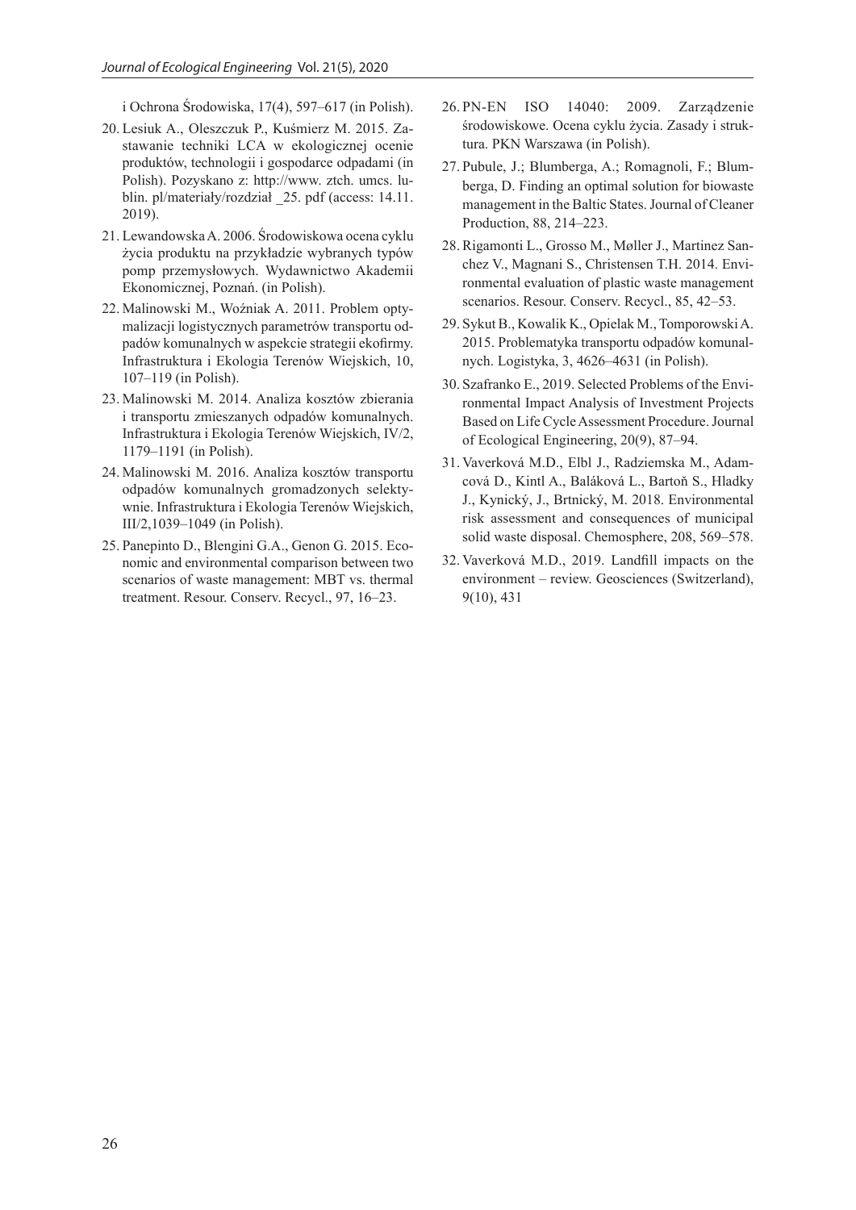i Ochrona Środowiska, 17(4), 597–617 (in Polish).

20. Lesiuk A., Oleszczuk P., Kuśmierz M. 2015. Zastawanie techniki LCA w ekologicznej ocenie produktów, technologii i gospodarce odpadami (in Polish). Pozyskano z: http://www. ztch. umcs. lublin. pl/materiały/rozdział _25. pdf (access: 14.11. 2019).
21. Lewandowska A. 2006. Środowiskowa ocena cyklu życia produktu na przykładzie wybranych typów pomp przemysłowych. Wydawnictwo Akademii Ekonomicznej, Poznań. (in Polish).
22. Malinowski M., Woźniak A. 2011. Problem optymalizacji logistycznych parametrów transportu odpadów komunalnych w aspekcie strategii ekofirmy. Infrastruktura i Ekologia Terenów Wiejskich, 10, 107–119 (in Polish).
23. Malinowski M. 2014. Analiza kosztów zbierania i transportu zmieszanych odpadów komunalnych. Infrastruktura i Ekologia Terenów Wiejskich, IV/2, 1179–1191 (in Polish).
24. Malinowski M. 2016. Analiza kosztów transportu odpadów komunalnych gromadzonych selektywnie. Infrastruktura i Ekologia Terenów Wiejskich, III/2,1039–1049 (in Polish).
25. Panepinto D., Blengini G.A., Genon G. 2015. Economic and environmental comparison between two scenarios of waste management: MBT vs. thermal treatment. Resour. Conserv. Recycl., 97, 16–23.
26. PN-EN ISO 14040: 2009. Zarządzenie środowiskowe. Ocena cyklu życia. Zasady i struktura. PKN Warszawa (in Polish).
27. Pubule, J.; Blumberga, A.; Romagnoli, F.; Blumberga, D. Finding an optimal solution for biowaste management in the Baltic States. Journal of Cleaner Production, 88, 214–223.
28. Rigamonti L., Grosso M., Møller J., Martinez Sanchez V., Magnani S., Christensen T.H. 2014. Environmental evaluation of plastic waste management scenarios. Resour. Conserv. Recycl., 85, 42–53.
29. Sykut B., Kowalik K., Opielak M., Tomporowski A. 2015. Problematyka transportu odpadów komunalnych. Logistyka, 3, 4626–4631 (in Polish).
30. Szafranko E., 2019. Selected Problems of the Environmental Impact Analysis of Investment Projects Based on Life Cycle Assessment Procedure. Journal of Ecological Engineering, 20(9), 87–94.
31. Vaverková M.D., Elbl J., Radziemska M., Adamcová D., Kintl A., Baláková L., Bartoň S., Hladky J., Kynický, J., Brtnický, M. 2018. Environmental risk assessment and consequences of municipal solid waste disposal. Chemosphere, 208, 569–578.
32. Vaverková M.D., 2019. Landfill impacts on the environment – review. Geosciences (Switzerland), 9(10), 431